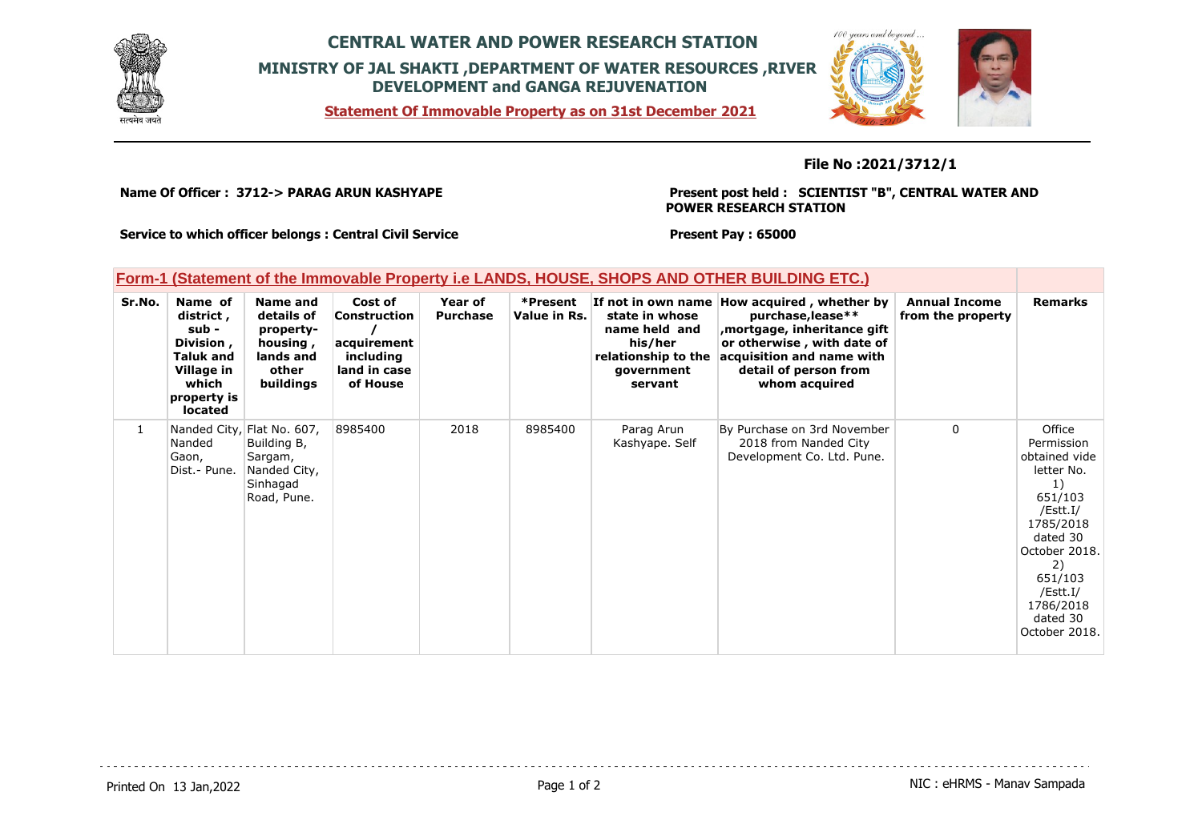# CENTRAL WATER AND POWER RESEARCH STATION

## MINISTRY OF JAL SHAKTI ,DEPARTMENT OF WATER RESOURCES ,RIVER DEVELOPMENT and GANGA REJUVENATION

**Statement Of Immovable Property as on 31st December 2021**

**File No :2021/3712/1**

**Name Of Officer : 3712-> PARAG ARUN KASHYAPE**

**Present post held : SCIENTIST "B", CENTRAL WATER AND POWER RESEARCH STATION**

**Service to which officer belongs : Central Civil Service**

**Present Pay : 65000**

### Form-1 (Statement of the Immovable Property i.e LANDS, HOUSE, SHOPS AND OTHER BUILDING ETC.)

| Sr.No. | Name of district , sub - Division , Taluk and Village in which property is located | Name and details of property- housing , lands and other buildings | Cost of Construction / acquirement including land in case of House | Year of Purchase | *Present Value in Rs. | If not in own name state in whose name held and his/her relationship to the government servant | How acquired , whether by purchase,lease** ,mortgage, inheritance gift or otherwise , with date of acquisition and name with detail of person from whom acquired | Annual Income from the property | Remarks |
|---|---|---|---|---|---|---|---|---|---|
| 1 | Nanded City, Nanded Gaon, Dist.- Pune. | Flat No. 607, Building B, Sargam, Nanded City, Sinhagad Road, Pune. | 8985400 | 2018 | 8985400 | Parag Arun Kashyape. Self | By Purchase on 3rd November 2018 from Nanded City Development Co. Ltd. Pune. | 0 | Office Permission obtained vide letter No. 1) 651/103 /Estt.I/ 1785/2018 dated 30 October 2018. 2) 651/103 /Estt.I/ 1786/2018 dated 30 October 2018. |

Printed On 13 Jan,2022

NIC : eHRMS - Manav Sampada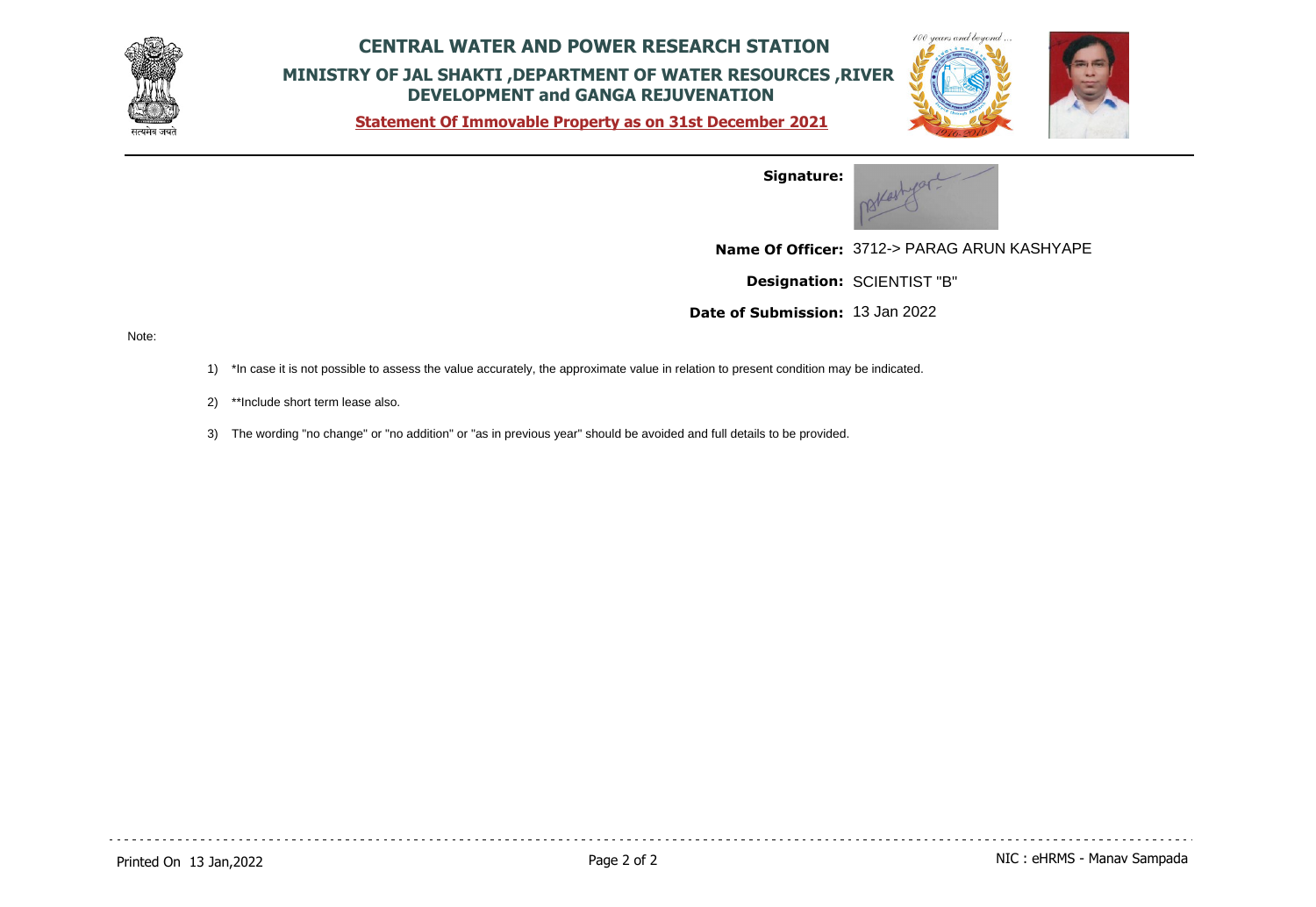# CENTRAL WATER AND POWER RESEARCH STATION

## MINISTRY OF JAL SHAKTI ,DEPARTMENT OF WATER RESOURCES ,RIVER DEVELOPMENT and GANGA REJUVENATION

**Statement Of Immovable Property as on 31st December 2021**

**Signature:**

**Name Of Officer:** 3712-> PARAG ARUN KASHYAPE

**Designation:** SCIENTIST "B"

**Date of Submission:** 13 Jan 2022

Note:

1) *In case it is not possible to assess the value accurately, the approximate value in relation to present condition may be indicated.

2) **Include short term lease also.

3) The wording "no change" or "no addition" or "as in previous year" should be avoided and full details to be provided.

Printed On 13 Jan,2022

NIC : eHRMS - Manav Sampada